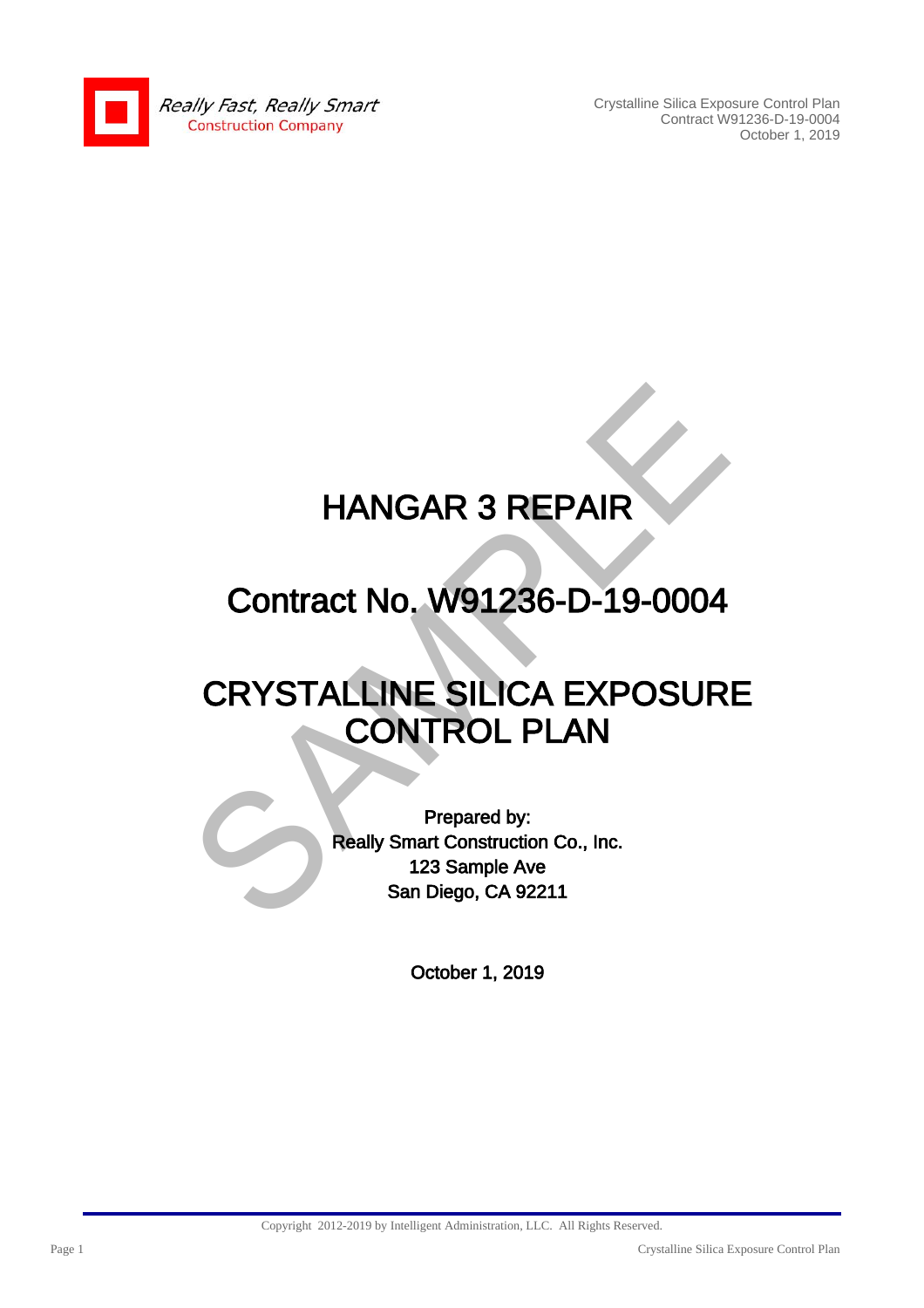# HANGAR 3 REPAIR

# Contract No. W91236-D-19-0004

# CRYSTALLINE SILICA EXPOSURE CONTROL PLAN

**Prepared by:**
**Really Smart Construction Co., Inc.**
**123 Sample Ave**
**San Diego, CA 92211**

**October 1, 2019**

Copyright 2012-2019 by Intelligent Administration, LLC. All Rights Reserved.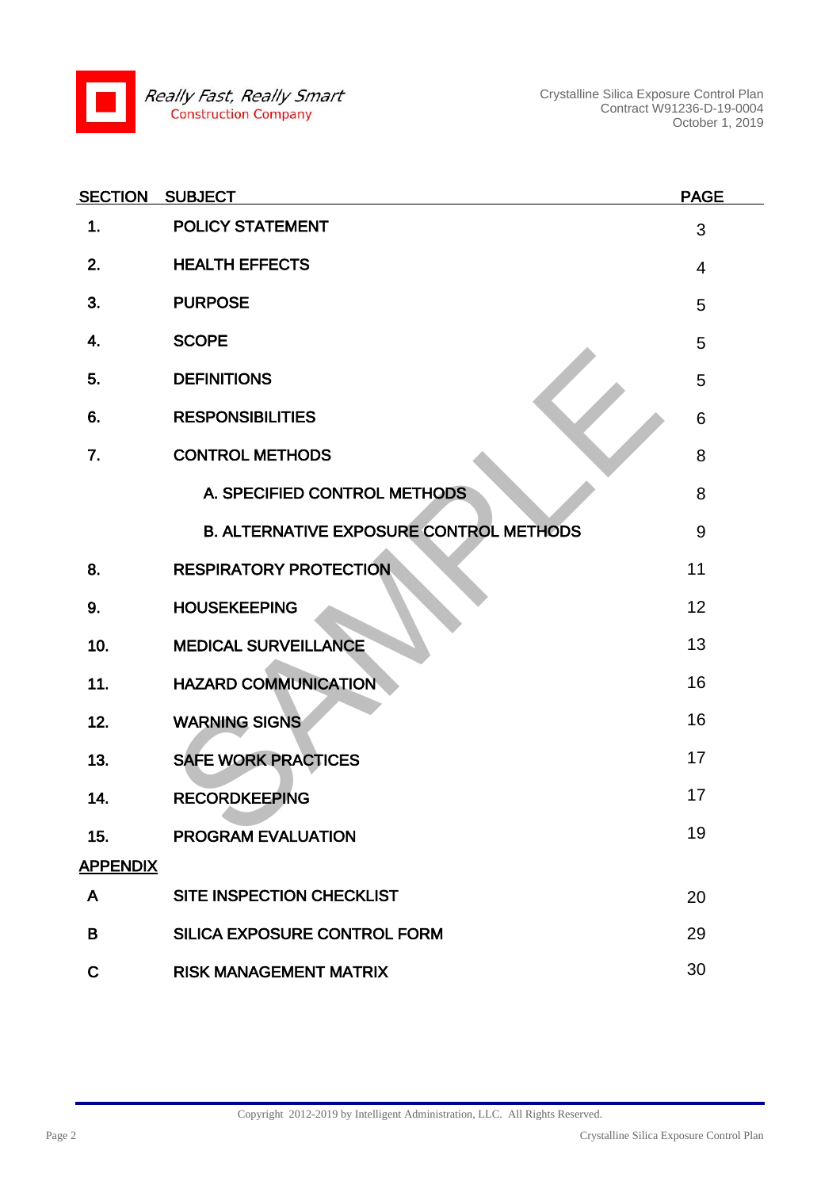| SECTION | SUBJECT | PAGE |
| --- | --- | --- |
| 1. | POLICY STATEMENT | 3 |
| 2. | HEALTH EFFECTS | 4 |
| 3. | PURPOSE | 5 |
| 4. | SCOPE | 5 |
| 5. | DEFINITIONS | 5 |
| 6. | RESPONSIBILITIES | 6 |
| 7. | CONTROL METHODS | 8 |
| | A. SPECIFIED CONTROL METHODS | 8 |
| | B. ALTERNATIVE EXPOSURE CONTROL METHODS | 9 |
| 8. | RESPIRATORY PROTECTION | 11 |
| 9. | HOUSEKEEPING | 12 |
| 10. | MEDICAL SURVEILLANCE | 13 |
| 11. | HAZARD COMMUNICATION | 16 |
| 12. | WARNING SIGNS | 16 |
| 13. | SAFE WORK PRACTICES | 17 |
| 14. | RECORDKEEPING | 17 |
| 15. | PROGRAM EVALUATION | 19 |
| **APPENDIX** | | |
| A | SITE INSPECTION CHECKLIST | 20 |
| B | SILICA EXPOSURE CONTROL FORM | 29 |
| C | RISK MANAGEMENT MATRIX | 30 |

Copyright 2012-2019 by Intelligent Administration, LLC. All Rights Reserved.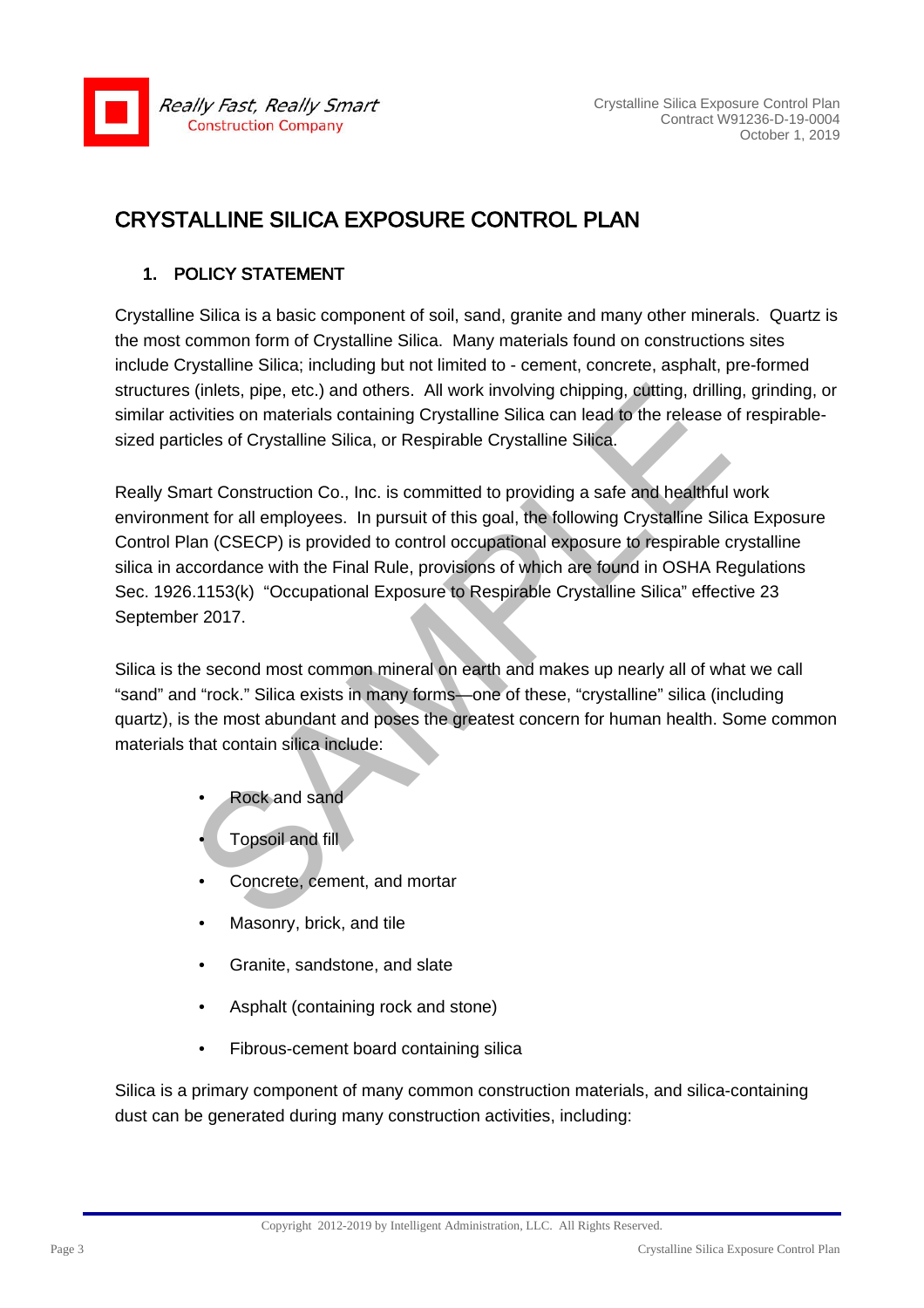# CRYSTALLINE SILICA EXPOSURE CONTROL PLAN

## 1. POLICY STATEMENT

Crystalline Silica is a basic component of soil, sand, granite and many other minerals. Quartz is the most common form of Crystalline Silica. Many materials found on constructions sites include Crystalline Silica; including but not limited to - cement, concrete, asphalt, pre-formed structures (inlets, pipe, etc.) and others. All work involving chipping, cutting, drilling, grinding, or similar activities on materials containing Crystalline Silica can lead to the release of respirable-sized particles of Crystalline Silica, or Respirable Crystalline Silica.

Really Smart Construction Co., Inc. is committed to providing a safe and healthful work environment for all employees. In pursuit of this goal, the following Crystalline Silica Exposure Control Plan (CSECP) is provided to control occupational exposure to respirable crystalline silica in accordance with the Final Rule, provisions of which are found in OSHA Regulations Sec. 1926.1153(k) "Occupational Exposure to Respirable Crystalline Silica" effective 23 September 2017.

Silica is the second most common mineral on earth and makes up nearly all of what we call "sand" and "rock." Silica exists in many forms—one of these, "crystalline" silica (including quartz), is the most abundant and poses the greatest concern for human health. Some common materials that contain silica include:

- Rock and sand
- Topsoil and fill
- Concrete, cement, and mortar
- Masonry, brick, and tile
- Granite, sandstone, and slate
- Asphalt (containing rock and stone)
- Fibrous-cement board containing silica

Silica is a primary component of many common construction materials, and silica-containing dust can be generated during many construction activities, including: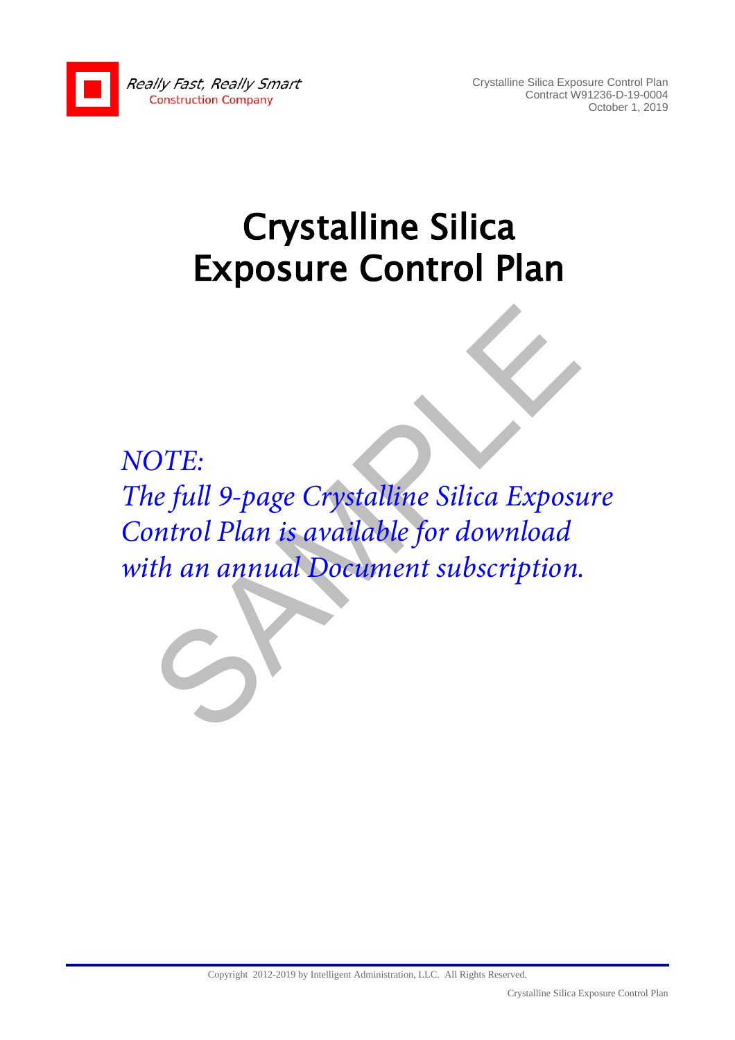# Crystalline Silica Exposure Control Plan

*NOTE:*
*The full 9-page Crystalline Silica Exposure Control Plan is available for download with an annual Document subscription.*

Copyright 2012-2019 by Intelligent Administration, LLC. All Rights Reserved.